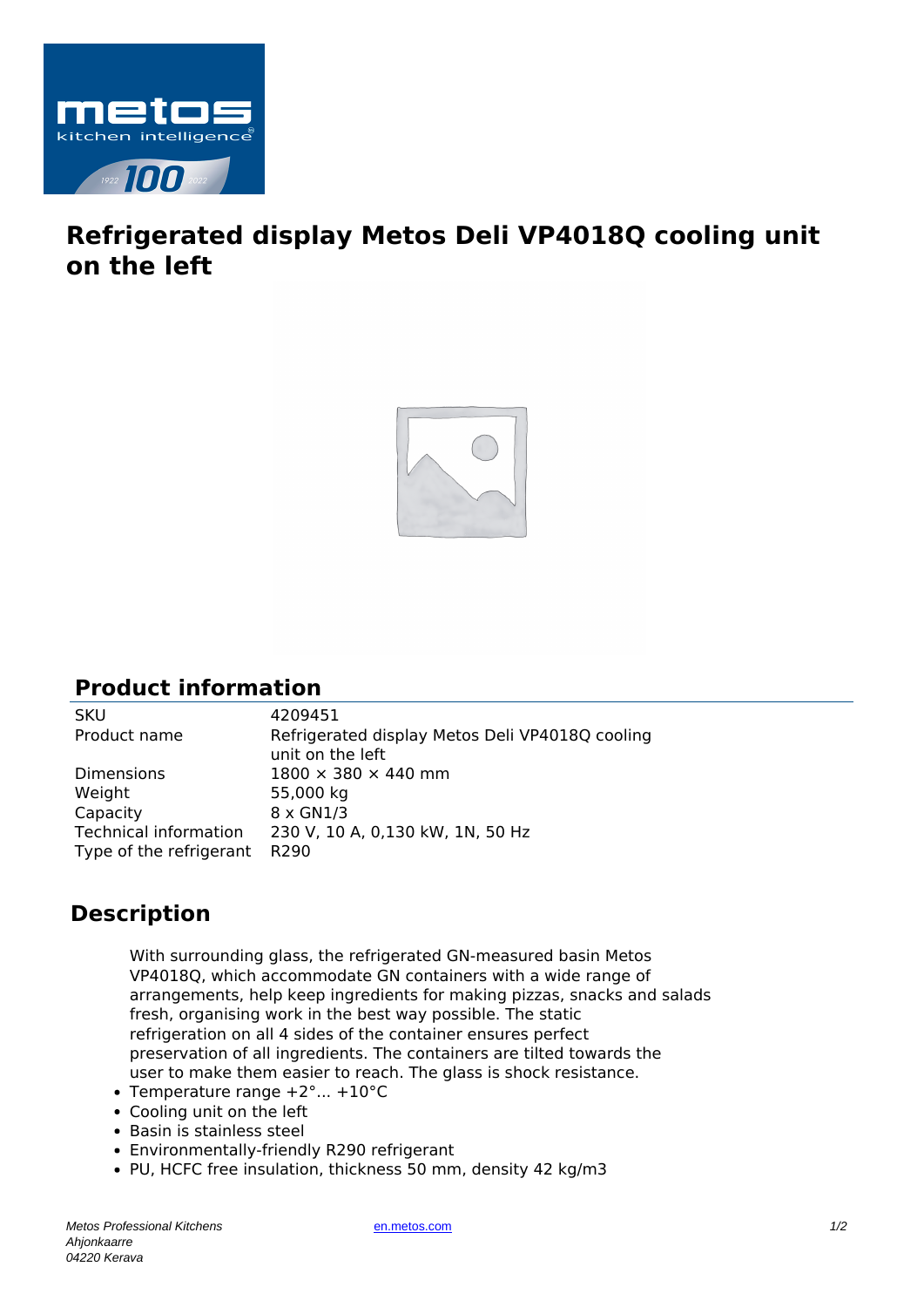# Refrigerated display Metos Deli VP4018Q cooling unit on the left

## Product information

| | |
|---|---|
| SKU | 4209451 |
| Product name | Refrigerated display Metos Deli VP4018Q cooling unit on the left |
| Dimensions | 1800 × 380 × 440 mm |
| Weight | 55,000 kg |
| Capacity | 8 x GN1/3 |
| Technical information | 230 V, 10 A, 0,130 kW, 1N, 50 Hz |
| Type of the refrigerant | R290 |

## Description

With surrounding glass, the refrigerated GN-measured basin Metos VP4018Q, which accommodate GN containers with a wide range of arrangements, help keep ingredients for making pizzas, snacks and salads fresh, organising work in the best way possible. The static refrigeration on all 4 sides of the container ensures perfect preservation of all ingredients. The containers are tilted towards the user to make them easier to reach. The glass is shock resistance.

- Temperature range +2°... +10°C
- Cooling unit on the left
- Basin is stainless steel
- Environmentally-friendly R290 refrigerant
- PU, HCFC free insulation, thickness 50 mm, density 42 kg/m3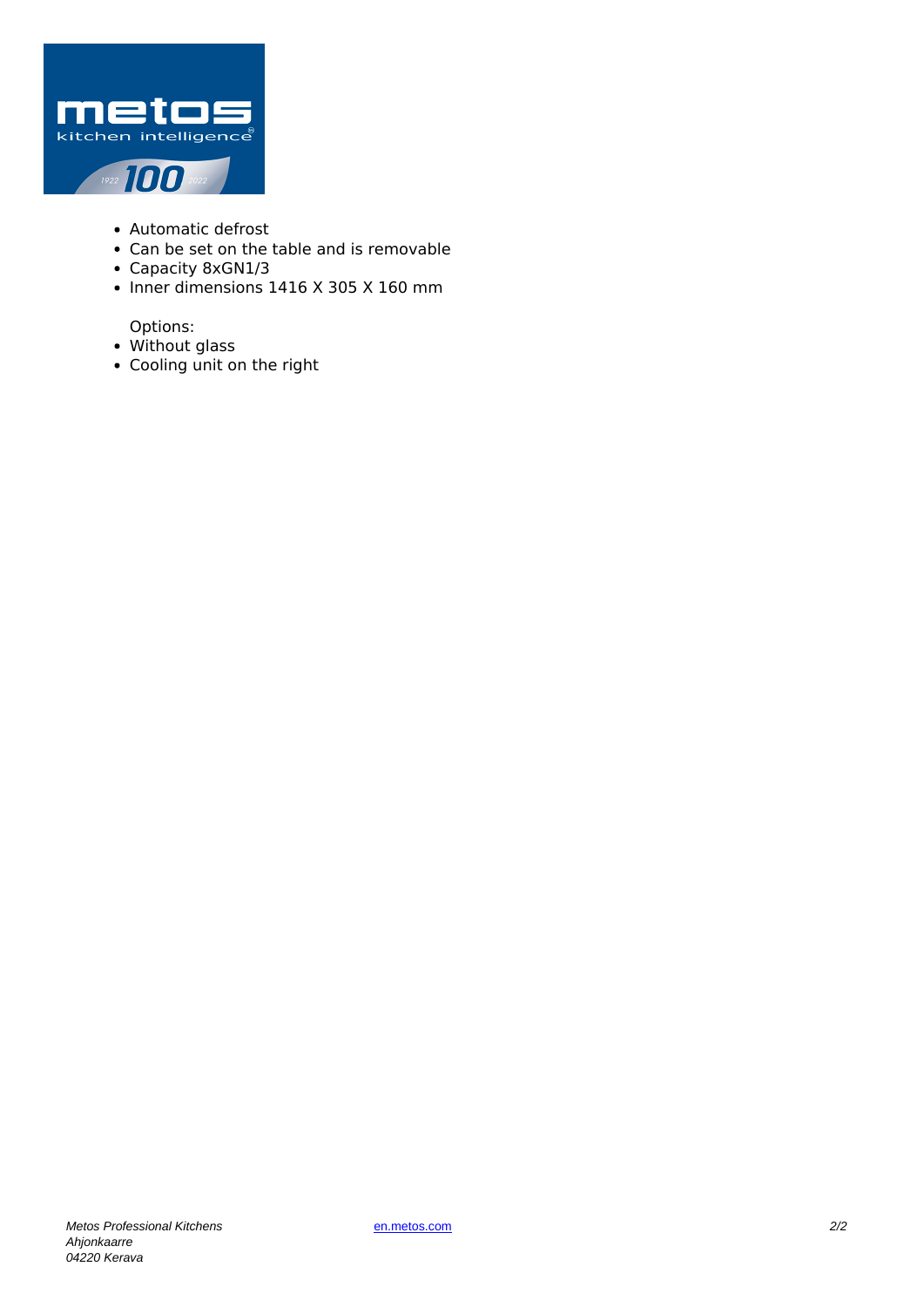- Automatic defrost
- Can be set on the table and is removable
- Capacity 8xGN1/3
- Inner dimensions 1416 X 305 X 160 mm

  Options:
- Without glass
- Cooling unit on the right

*Metos Professional Kitchens*
*Ahjonkaarre*
*04220 Kerava*

en.metos.com